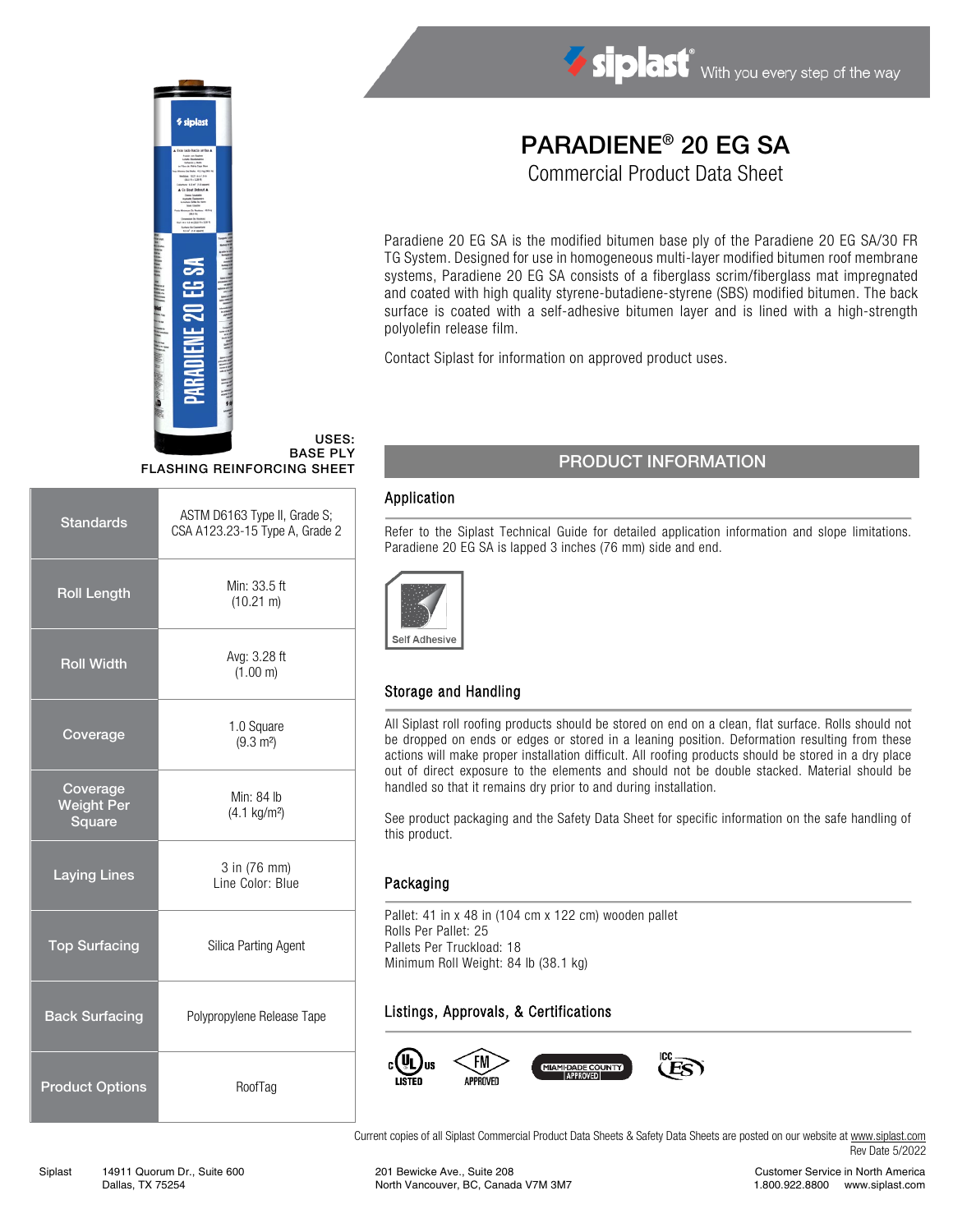siplast® With you every step of the way

# PARADIENE® 20 EG SA

## Commercial Product Data Sheet

Paradiene 20 EG SA is the modified bitumen base ply of the Paradiene 20 EG SA/30 FR TG System. Designed for use in homogeneous multi-layer modified bitumen roof membrane systems, Paradiene 20 EG SA consists of a fiberglass scrim/fiberglass mat impregnated and coated with high quality styrene-butadiene-styrene (SBS) modified bitumen. The back surface is coated with a self-adhesive bitumen layer and is lined with a high-strength polyolefin release film.

Contact Siplast for information on approved product uses.

**USES:**
**BASE PLY**
**FLASHING REINFORCING SHEET**

| | |
|---|---|
| **Standards** | ASTM D6163 Type II, Grade S; CSA A123.23-15 Type A, Grade 2 |
| **Roll Length** | Min: 33.5 ft (10.21 m) |
| **Roll Width** | Avg: 3.28 ft (1.00 m) |
| **Coverage** | 1.0 Square (9.3 m²) |
| **Coverage Weight Per Square** | Min: 84 lb (4.1 kg/m²) |
| **Laying Lines** | 3 in (76 mm) Line Color: Blue |
| **Top Surfacing** | Silica Parting Agent |
| **Back Surfacing** | Polypropylene Release Tape |
| **Product Options** | RoofTag |

## PRODUCT INFORMATION

### Application

Refer to the Siplast Technical Guide for detailed application information and slope limitations. Paradiene 20 EG SA is lapped 3 inches (76 mm) side and end.

Self Adhesive

### Storage and Handling

All Siplast roll roofing products should be stored on end on a clean, flat surface. Rolls should not be dropped on ends or edges or stored in a leaning position. Deformation resulting from these actions will make proper installation difficult. All roofing products should be stored in a dry place out of direct exposure to the elements and should not be double stacked. Material should be handled so that it remains dry prior to and during installation.

See product packaging and the Safety Data Sheet for specific information on the safe handling of this product.

### Packaging

Pallet: 41 in x 48 in (104 cm x 122 cm) wooden pallet
Rolls Per Pallet: 25
Pallets Per Truckload: 18
Minimum Roll Weight: 84 lb (38.1 kg)

### Listings, Approvals, & Certifications

c UL us LISTED | FM APPROVED | MIAMI-DADE COUNTY APPROVED | ICC ES

Current copies of all Siplast Commercial Product Data Sheets & Safety Data Sheets are posted on our website at www.siplast.com

Rev Date 5/2022

Siplast 14911 Quorum Dr., Suite 600 Dallas, TX 75254

201 Bewicke Ave., Suite 208 North Vancouver, BC, Canada V7M 3M7

Customer Service in North America 1.800.922.8800 www.siplast.com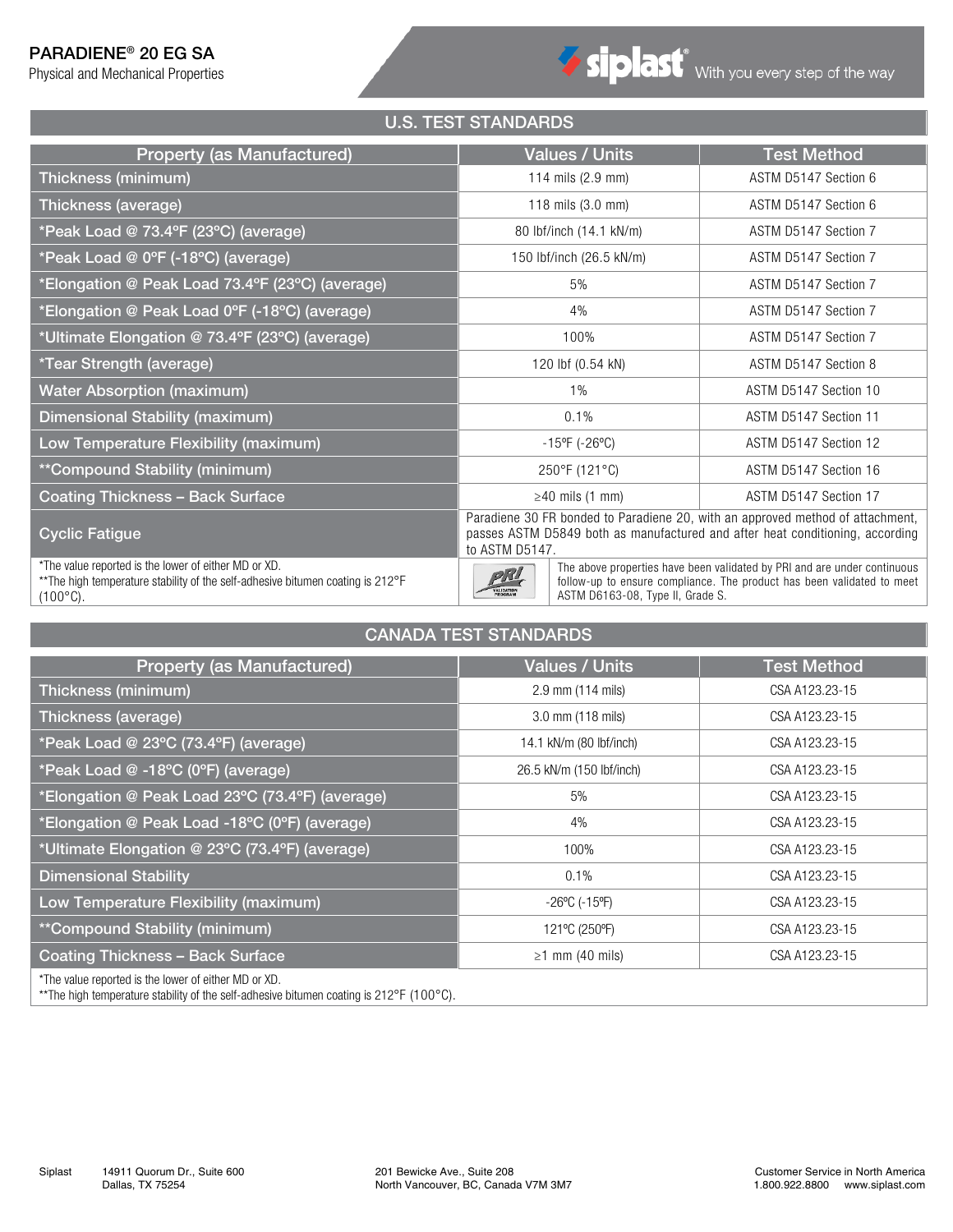# PARADIENE® 20 EG SA

Physical and Mechanical Properties

siplast® With you every step of the way

## U.S. TEST STANDARDS

| Property (as Manufactured) | Values / Units | Test Method |
|---|---|---|
| Thickness (minimum) | 114 mils (2.9 mm) | ASTM D5147 Section 6 |
| Thickness (average) | 118 mils (3.0 mm) | ASTM D5147 Section 6 |
| *Peak Load @ 73.4°F (23°C) (average) | 80 lbf/inch (14.1 kN/m) | ASTM D5147 Section 7 |
| *Peak Load @ 0°F (-18°C) (average) | 150 lbf/inch (26.5 kN/m) | ASTM D5147 Section 7 |
| *Elongation @ Peak Load 73.4°F (23°C) (average) | 5% | ASTM D5147 Section 7 |
| *Elongation @ Peak Load 0°F (-18°C) (average) | 4% | ASTM D5147 Section 7 |
| *Ultimate Elongation @ 73.4°F (23°C) (average) | 100% | ASTM D5147 Section 7 |
| *Tear Strength (average) | 120 lbf (0.54 kN) | ASTM D5147 Section 8 |
| Water Absorption (maximum) | 1% | ASTM D5147 Section 10 |
| Dimensional Stability (maximum) | 0.1% | ASTM D5147 Section 11 |
| Low Temperature Flexibility (maximum) | -15ºF (-26ºC) | ASTM D5147 Section 12 |
| **Compound Stability (minimum) | 250°F (121°C) | ASTM D5147 Section 16 |
| Coating Thickness – Back Surface | ≥40 mils (1 mm) | ASTM D5147 Section 17 |
| Cyclic Fatigue | Paradiene 30 FR bonded to Paradiene 20, with an approved method of attachment, passes ASTM D5849 both as manufactured and after heat conditioning, according to ASTM D5147. | |

*The value reported is the lower of either MD or XD.
**The high temperature stability of the self-adhesive bitumen coating is 212°F (100°C).

The above properties have been validated by PRI and are under continuous follow-up to ensure compliance. The product has been validated to meet ASTM D6163-08, Type II, Grade S.

## CANADA TEST STANDARDS

| Property (as Manufactured) | Values / Units | Test Method |
|---|---|---|
| Thickness (minimum) | 2.9 mm (114 mils) | CSA A123.23-15 |
| Thickness (average) | 3.0 mm (118 mils) | CSA A123.23-15 |
| *Peak Load @ 23ºC (73.4ºF) (average) | 14.1 kN/m (80 lbf/inch) | CSA A123.23-15 |
| *Peak Load @ -18ºC (0ºF) (average) | 26.5 kN/m (150 lbf/inch) | CSA A123.23-15 |
| *Elongation @ Peak Load 23ºC (73.4ºF) (average) | 5% | CSA A123.23-15 |
| *Elongation @ Peak Load -18ºC (0ºF) (average) | 4% | CSA A123.23-15 |
| *Ultimate Elongation @ 23ºC (73.4ºF) (average) | 100% | CSA A123.23-15 |
| Dimensional Stability | 0.1% | CSA A123.23-15 |
| Low Temperature Flexibility (maximum) | -26ºC (-15ºF) | CSA A123.23-15 |
| **Compound Stability (minimum) | 121ºC (250ºF) | CSA A123.23-15 |
| Coating Thickness – Back Surface | ≥1 mm (40 mils) | CSA A123.23-15 |

*The value reported is the lower of either MD or XD.
**The high temperature stability of the self-adhesive bitumen coating is 212°F (100°C).

Siplast 14911 Quorum Dr., Suite 600 Dallas, TX 75254

201 Bewicke Ave., Suite 208 North Vancouver, BC, Canada V7M 3M7

Customer Service in North America 1.800.922.8800 www.siplast.com